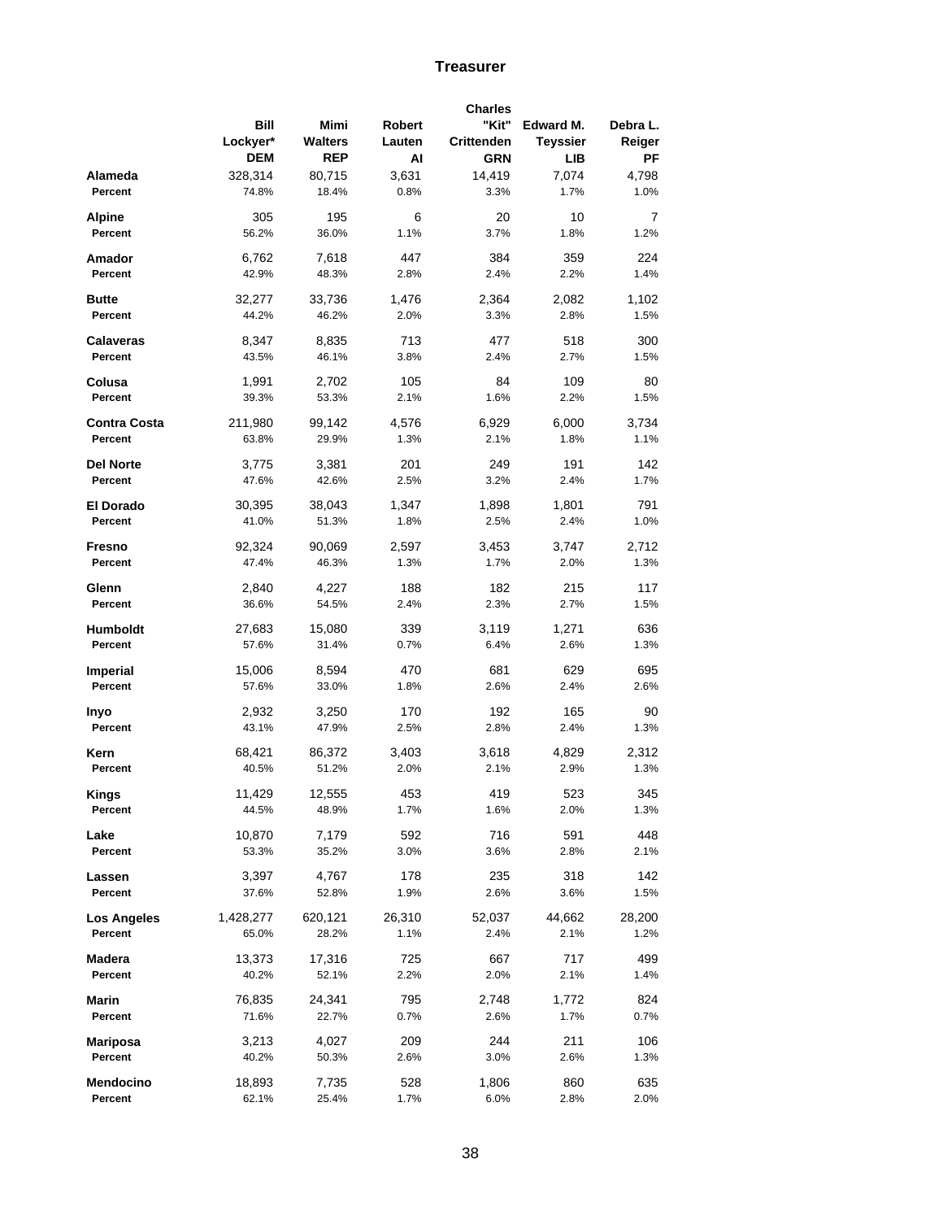## Treasurer

| | Bill Lockyer* DEM | Mimi Walters REP | Robert Lauten AI | Charles "Kit" Crittenden GRN | Edward M. Teyssier LIB | Debra L. Reiger PF |
|---|---|---|---|---|---|---|
| **Alameda** | 328,314 | 80,715 | 3,631 | 14,419 | 7,074 | 4,798 |
| **Percent** | 74.8% | 18.4% | 0.8% | 3.3% | 1.7% | 1.0% |
| **Alpine** | 305 | 195 | 6 | 20 | 10 | 7 |
| **Percent** | 56.2% | 36.0% | 1.1% | 3.7% | 1.8% | 1.2% |
| **Amador** | 6,762 | 7,618 | 447 | 384 | 359 | 224 |
| **Percent** | 42.9% | 48.3% | 2.8% | 2.4% | 2.2% | 1.4% |
| **Butte** | 32,277 | 33,736 | 1,476 | 2,364 | 2,082 | 1,102 |
| **Percent** | 44.2% | 46.2% | 2.0% | 3.3% | 2.8% | 1.5% |
| **Calaveras** | 8,347 | 8,835 | 713 | 477 | 518 | 300 |
| **Percent** | 43.5% | 46.1% | 3.8% | 2.4% | 2.7% | 1.5% |
| **Colusa** | 1,991 | 2,702 | 105 | 84 | 109 | 80 |
| **Percent** | 39.3% | 53.3% | 2.1% | 1.6% | 2.2% | 1.5% |
| **Contra Costa** | 211,980 | 99,142 | 4,576 | 6,929 | 6,000 | 3,734 |
| **Percent** | 63.8% | 29.9% | 1.3% | 2.1% | 1.8% | 1.1% |
| **Del Norte** | 3,775 | 3,381 | 201 | 249 | 191 | 142 |
| **Percent** | 47.6% | 42.6% | 2.5% | 3.2% | 2.4% | 1.7% |
| **El Dorado** | 30,395 | 38,043 | 1,347 | 1,898 | 1,801 | 791 |
| **Percent** | 41.0% | 51.3% | 1.8% | 2.5% | 2.4% | 1.0% |
| **Fresno** | 92,324 | 90,069 | 2,597 | 3,453 | 3,747 | 2,712 |
| **Percent** | 47.4% | 46.3% | 1.3% | 1.7% | 2.0% | 1.3% |
| **Glenn** | 2,840 | 4,227 | 188 | 182 | 215 | 117 |
| **Percent** | 36.6% | 54.5% | 2.4% | 2.3% | 2.7% | 1.5% |
| **Humboldt** | 27,683 | 15,080 | 339 | 3,119 | 1,271 | 636 |
| **Percent** | 57.6% | 31.4% | 0.7% | 6.4% | 2.6% | 1.3% |
| **Imperial** | 15,006 | 8,594 | 470 | 681 | 629 | 695 |
| **Percent** | 57.6% | 33.0% | 1.8% | 2.6% | 2.4% | 2.6% |
| **Inyo** | 2,932 | 3,250 | 170 | 192 | 165 | 90 |
| **Percent** | 43.1% | 47.9% | 2.5% | 2.8% | 2.4% | 1.3% |
| **Kern** | 68,421 | 86,372 | 3,403 | 3,618 | 4,829 | 2,312 |
| **Percent** | 40.5% | 51.2% | 2.0% | 2.1% | 2.9% | 1.3% |
| **Kings** | 11,429 | 12,555 | 453 | 419 | 523 | 345 |
| **Percent** | 44.5% | 48.9% | 1.7% | 1.6% | 2.0% | 1.3% |
| **Lake** | 10,870 | 7,179 | 592 | 716 | 591 | 448 |
| **Percent** | 53.3% | 35.2% | 3.0% | 3.6% | 2.8% | 2.1% |
| **Lassen** | 3,397 | 4,767 | 178 | 235 | 318 | 142 |
| **Percent** | 37.6% | 52.8% | 1.9% | 2.6% | 3.6% | 1.5% |
| **Los Angeles** | 1,428,277 | 620,121 | 26,310 | 52,037 | 44,662 | 28,200 |
| **Percent** | 65.0% | 28.2% | 1.1% | 2.4% | 2.1% | 1.2% |
| **Madera** | 13,373 | 17,316 | 725 | 667 | 717 | 499 |
| **Percent** | 40.2% | 52.1% | 2.2% | 2.0% | 2.1% | 1.4% |
| **Marin** | 76,835 | 24,341 | 795 | 2,748 | 1,772 | 824 |
| **Percent** | 71.6% | 22.7% | 0.7% | 2.6% | 1.7% | 0.7% |
| **Mariposa** | 3,213 | 4,027 | 209 | 244 | 211 | 106 |
| **Percent** | 40.2% | 50.3% | 2.6% | 3.0% | 2.6% | 1.3% |
| **Mendocino** | 18,893 | 7,735 | 528 | 1,806 | 860 | 635 |
| **Percent** | 62.1% | 25.4% | 1.7% | 6.0% | 2.8% | 2.0% |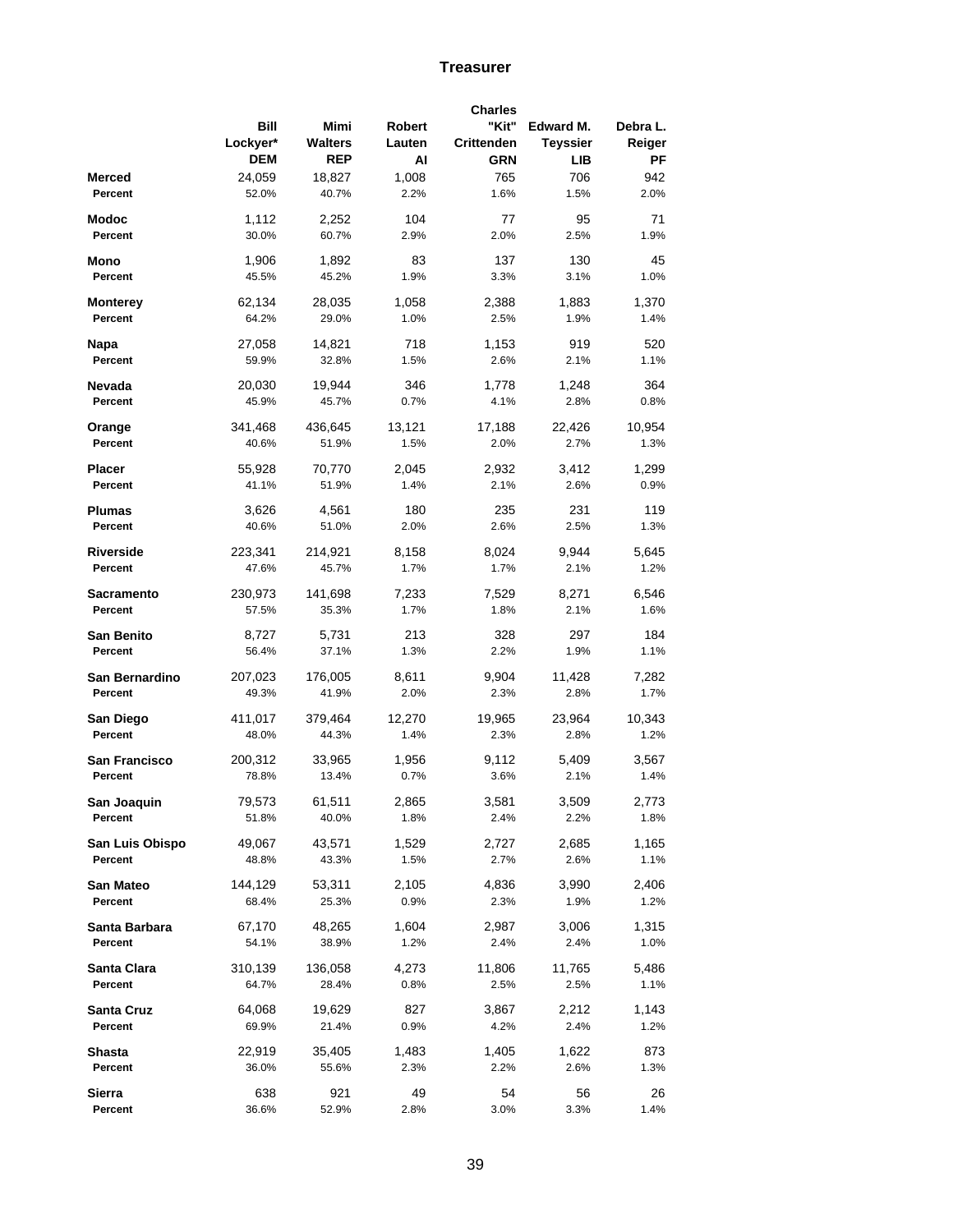## Treasurer

| | Bill Lockyer* DEM | Mimi Walters REP | Robert Lauten AI | Charles "Kit" Crittenden GRN | Edward M. Teyssier LIB | Debra L. Reiger PF |
|---|---|---|---|---|---|---|
| **Merced** | 24,059 | 18,827 | 1,008 | 765 | 706 | 942 |
| **Percent** | 52.0% | 40.7% | 2.2% | 1.6% | 1.5% | 2.0% |
| **Modoc** | 1,112 | 2,252 | 104 | 77 | 95 | 71 |
| **Percent** | 30.0% | 60.7% | 2.9% | 2.0% | 2.5% | 1.9% |
| **Mono** | 1,906 | 1,892 | 83 | 137 | 130 | 45 |
| **Percent** | 45.5% | 45.2% | 1.9% | 3.3% | 3.1% | 1.0% |
| **Monterey** | 62,134 | 28,035 | 1,058 | 2,388 | 1,883 | 1,370 |
| **Percent** | 64.2% | 29.0% | 1.0% | 2.5% | 1.9% | 1.4% |
| **Napa** | 27,058 | 14,821 | 718 | 1,153 | 919 | 520 |
| **Percent** | 59.9% | 32.8% | 1.5% | 2.6% | 2.1% | 1.1% |
| **Nevada** | 20,030 | 19,944 | 346 | 1,778 | 1,248 | 364 |
| **Percent** | 45.9% | 45.7% | 0.7% | 4.1% | 2.8% | 0.8% |
| **Orange** | 341,468 | 436,645 | 13,121 | 17,188 | 22,426 | 10,954 |
| **Percent** | 40.6% | 51.9% | 1.5% | 2.0% | 2.7% | 1.3% |
| **Placer** | 55,928 | 70,770 | 2,045 | 2,932 | 3,412 | 1,299 |
| **Percent** | 41.1% | 51.9% | 1.4% | 2.1% | 2.6% | 0.9% |
| **Plumas** | 3,626 | 4,561 | 180 | 235 | 231 | 119 |
| **Percent** | 40.6% | 51.0% | 2.0% | 2.6% | 2.5% | 1.3% |
| **Riverside** | 223,341 | 214,921 | 8,158 | 8,024 | 9,944 | 5,645 |
| **Percent** | 47.6% | 45.7% | 1.7% | 1.7% | 2.1% | 1.2% |
| **Sacramento** | 230,973 | 141,698 | 7,233 | 7,529 | 8,271 | 6,546 |
| **Percent** | 57.5% | 35.3% | 1.7% | 1.8% | 2.1% | 1.6% |
| **San Benito** | 8,727 | 5,731 | 213 | 328 | 297 | 184 |
| **Percent** | 56.4% | 37.1% | 1.3% | 2.2% | 1.9% | 1.1% |
| **San Bernardino** | 207,023 | 176,005 | 8,611 | 9,904 | 11,428 | 7,282 |
| **Percent** | 49.3% | 41.9% | 2.0% | 2.3% | 2.8% | 1.7% |
| **San Diego** | 411,017 | 379,464 | 12,270 | 19,965 | 23,964 | 10,343 |
| **Percent** | 48.0% | 44.3% | 1.4% | 2.3% | 2.8% | 1.2% |
| **San Francisco** | 200,312 | 33,965 | 1,956 | 9,112 | 5,409 | 3,567 |
| **Percent** | 78.8% | 13.4% | 0.7% | 3.6% | 2.1% | 1.4% |
| **San Joaquin** | 79,573 | 61,511 | 2,865 | 3,581 | 3,509 | 2,773 |
| **Percent** | 51.8% | 40.0% | 1.8% | 2.4% | 2.2% | 1.8% |
| **San Luis Obispo** | 49,067 | 43,571 | 1,529 | 2,727 | 2,685 | 1,165 |
| **Percent** | 48.8% | 43.3% | 1.5% | 2.7% | 2.6% | 1.1% |
| **San Mateo** | 144,129 | 53,311 | 2,105 | 4,836 | 3,990 | 2,406 |
| **Percent** | 68.4% | 25.3% | 0.9% | 2.3% | 1.9% | 1.2% |
| **Santa Barbara** | 67,170 | 48,265 | 1,604 | 2,987 | 3,006 | 1,315 |
| **Percent** | 54.1% | 38.9% | 1.2% | 2.4% | 2.4% | 1.0% |
| **Santa Clara** | 310,139 | 136,058 | 4,273 | 11,806 | 11,765 | 5,486 |
| **Percent** | 64.7% | 28.4% | 0.8% | 2.5% | 2.5% | 1.1% |
| **Santa Cruz** | 64,068 | 19,629 | 827 | 3,867 | 2,212 | 1,143 |
| **Percent** | 69.9% | 21.4% | 0.9% | 4.2% | 2.4% | 1.2% |
| **Shasta** | 22,919 | 35,405 | 1,483 | 1,405 | 1,622 | 873 |
| **Percent** | 36.0% | 55.6% | 2.3% | 2.2% | 2.6% | 1.3% |
| **Sierra** | 638 | 921 | 49 | 54 | 56 | 26 |
| **Percent** | 36.6% | 52.9% | 2.8% | 3.0% | 3.3% | 1.4% |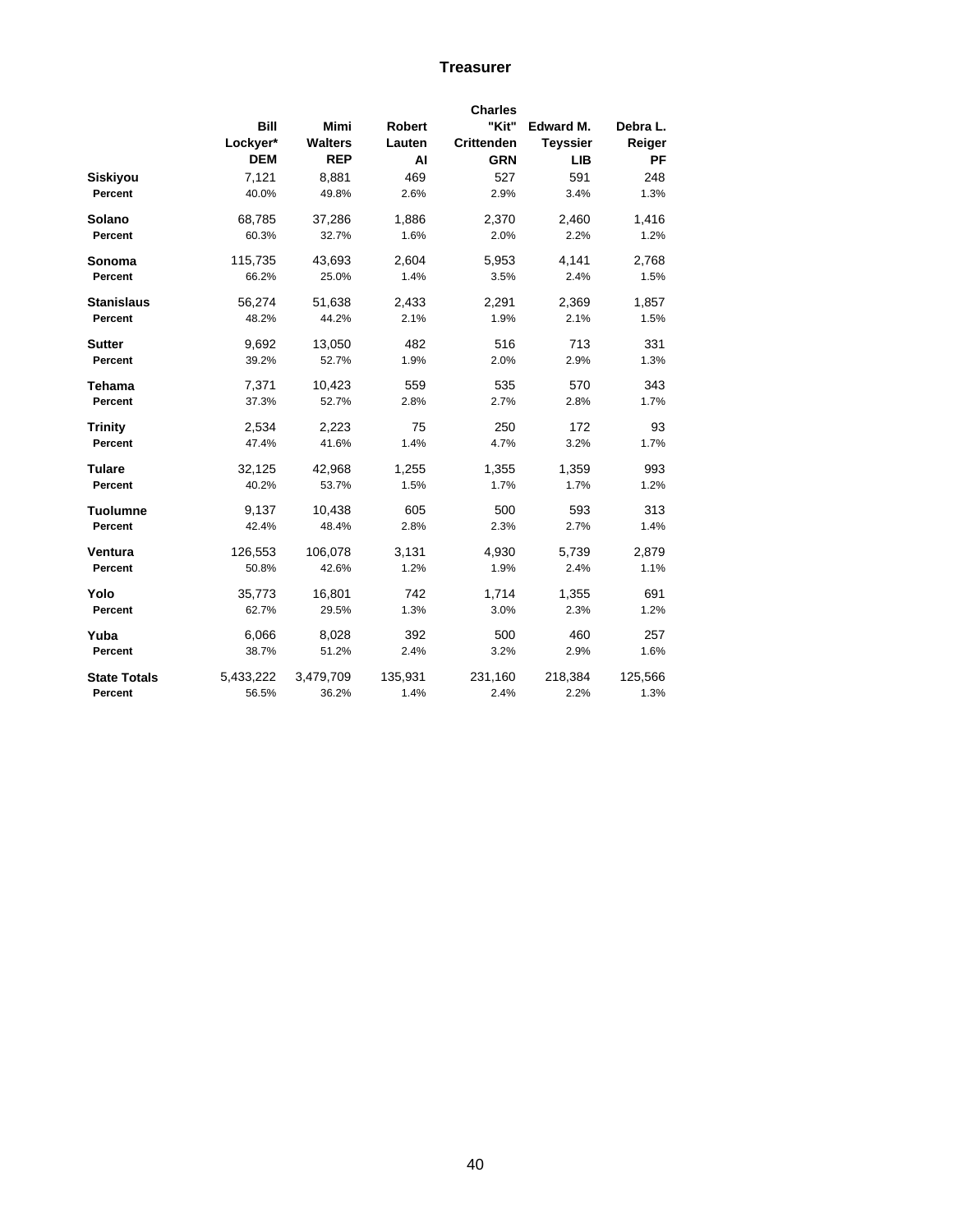## Treasurer

| | Bill Lockyer* DEM | Mimi Walters REP | Robert Lauten AI | Charles "Kit" Crittenden GRN | Edward M. Teyssier LIB | Debra L. Reiger PF |
|---|---|---|---|---|---|---|
| **Siskiyou** | 7,121 | 8,881 | 469 | 527 | 591 | 248 |
| **Percent** | 40.0% | 49.8% | 2.6% | 2.9% | 3.4% | 1.3% |
| **Solano** | 68,785 | 37,286 | 1,886 | 2,370 | 2,460 | 1,416 |
| **Percent** | 60.3% | 32.7% | 1.6% | 2.0% | 2.2% | 1.2% |
| **Sonoma** | 115,735 | 43,693 | 2,604 | 5,953 | 4,141 | 2,768 |
| **Percent** | 66.2% | 25.0% | 1.4% | 3.5% | 2.4% | 1.5% |
| **Stanislaus** | 56,274 | 51,638 | 2,433 | 2,291 | 2,369 | 1,857 |
| **Percent** | 48.2% | 44.2% | 2.1% | 1.9% | 2.1% | 1.5% |
| **Sutter** | 9,692 | 13,050 | 482 | 516 | 713 | 331 |
| **Percent** | 39.2% | 52.7% | 1.9% | 2.0% | 2.9% | 1.3% |
| **Tehama** | 7,371 | 10,423 | 559 | 535 | 570 | 343 |
| **Percent** | 37.3% | 52.7% | 2.8% | 2.7% | 2.8% | 1.7% |
| **Trinity** | 2,534 | 2,223 | 75 | 250 | 172 | 93 |
| **Percent** | 47.4% | 41.6% | 1.4% | 4.7% | 3.2% | 1.7% |
| **Tulare** | 32,125 | 42,968 | 1,255 | 1,355 | 1,359 | 993 |
| **Percent** | 40.2% | 53.7% | 1.5% | 1.7% | 1.7% | 1.2% |
| **Tuolumne** | 9,137 | 10,438 | 605 | 500 | 593 | 313 |
| **Percent** | 42.4% | 48.4% | 2.8% | 2.3% | 2.7% | 1.4% |
| **Ventura** | 126,553 | 106,078 | 3,131 | 4,930 | 5,739 | 2,879 |
| **Percent** | 50.8% | 42.6% | 1.2% | 1.9% | 2.4% | 1.1% |
| **Yolo** | 35,773 | 16,801 | 742 | 1,714 | 1,355 | 691 |
| **Percent** | 62.7% | 29.5% | 1.3% | 3.0% | 2.3% | 1.2% |
| **Yuba** | 6,066 | 8,028 | 392 | 500 | 460 | 257 |
| **Percent** | 38.7% | 51.2% | 2.4% | 3.2% | 2.9% | 1.6% |
| **State Totals** | 5,433,222 | 3,479,709 | 135,931 | 231,160 | 218,384 | 125,566 |
| **Percent** | 56.5% | 36.2% | 1.4% | 2.4% | 2.2% | 1.3% |